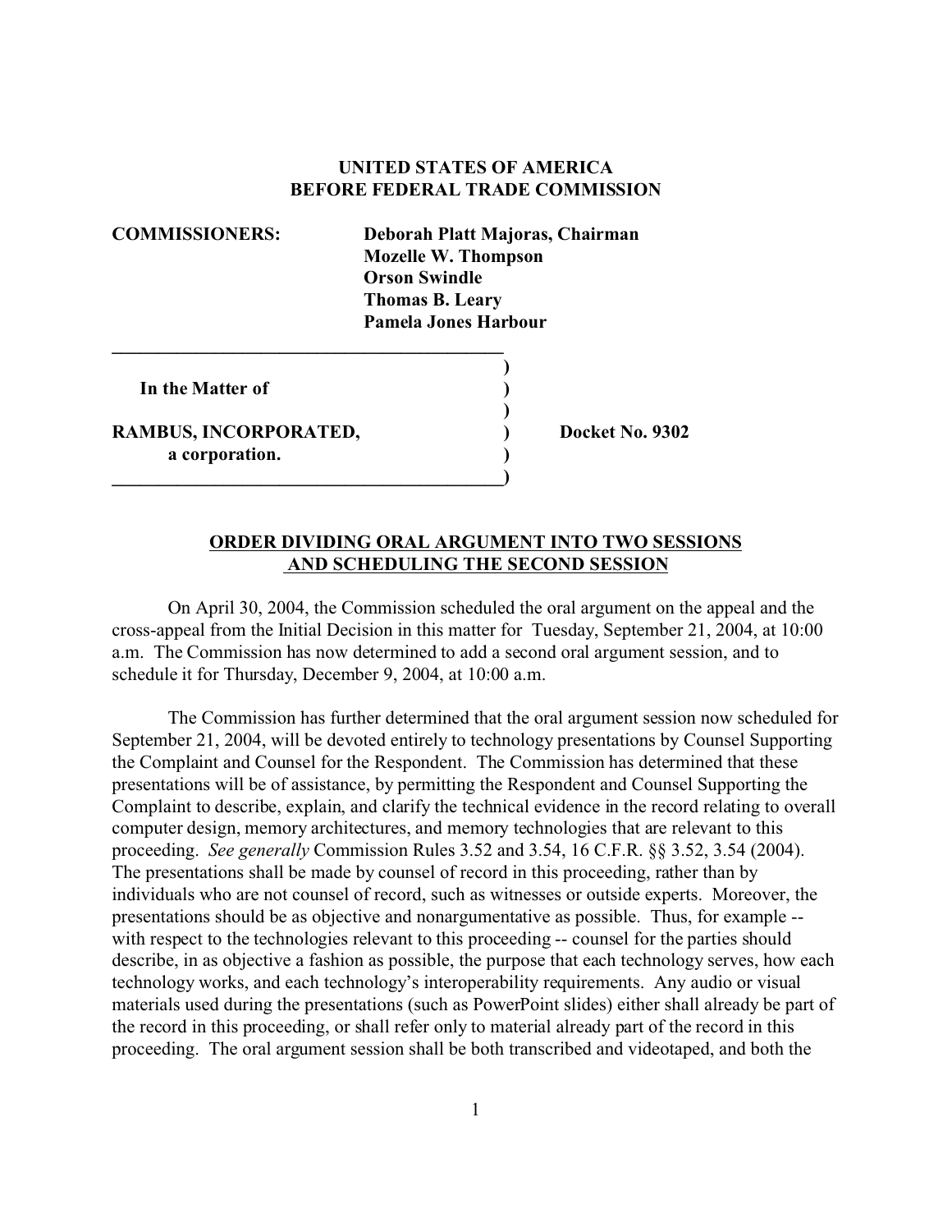**UNITED STATES OF AMERICA**
**BEFORE FEDERAL TRADE COMMISSION**

**COMMISSIONERS:** **Deborah Platt Majoras, Chairman**
**Mozelle W. Thompson**
**Orson Swindle**
**Thomas B. Leary**
**Pamela Jones Harbour**

**In the Matter of**

**RAMBUS, INCORPORATED,**
**a corporation.**

**Docket No. 9302**

## ORDER DIVIDING ORAL ARGUMENT INTO TWO SESSIONS AND SCHEDULING THE SECOND SESSION

On April 30, 2004, the Commission scheduled the oral argument on the appeal and the cross-appeal from the Initial Decision in this matter for Tuesday, September 21, 2004, at 10:00 a.m. The Commission has now determined to add a second oral argument session, and to schedule it for Thursday, December 9, 2004, at 10:00 a.m.

The Commission has further determined that the oral argument session now scheduled for September 21, 2004, will be devoted entirely to technology presentations by Counsel Supporting the Complaint and Counsel for the Respondent. The Commission has determined that these presentations will be of assistance, by permitting the Respondent and Counsel Supporting the Complaint to describe, explain, and clarify the technical evidence in the record relating to overall computer design, memory architectures, and memory technologies that are relevant to this proceeding. *See generally* Commission Rules 3.52 and 3.54, 16 C.F.R. §§ 3.52, 3.54 (2004). The presentations shall be made by counsel of record in this proceeding, rather than by individuals who are not counsel of record, such as witnesses or outside experts. Moreover, the presentations should be as objective and nonargumentative as possible. Thus, for example -- with respect to the technologies relevant to this proceeding -- counsel for the parties should describe, in as objective a fashion as possible, the purpose that each technology serves, how each technology works, and each technology's interoperability requirements. Any audio or visual materials used during the presentations (such as PowerPoint slides) either shall already be part of the record in this proceeding, or shall refer only to material already part of the record in this proceeding. The oral argument session shall be both transcribed and videotaped, and both the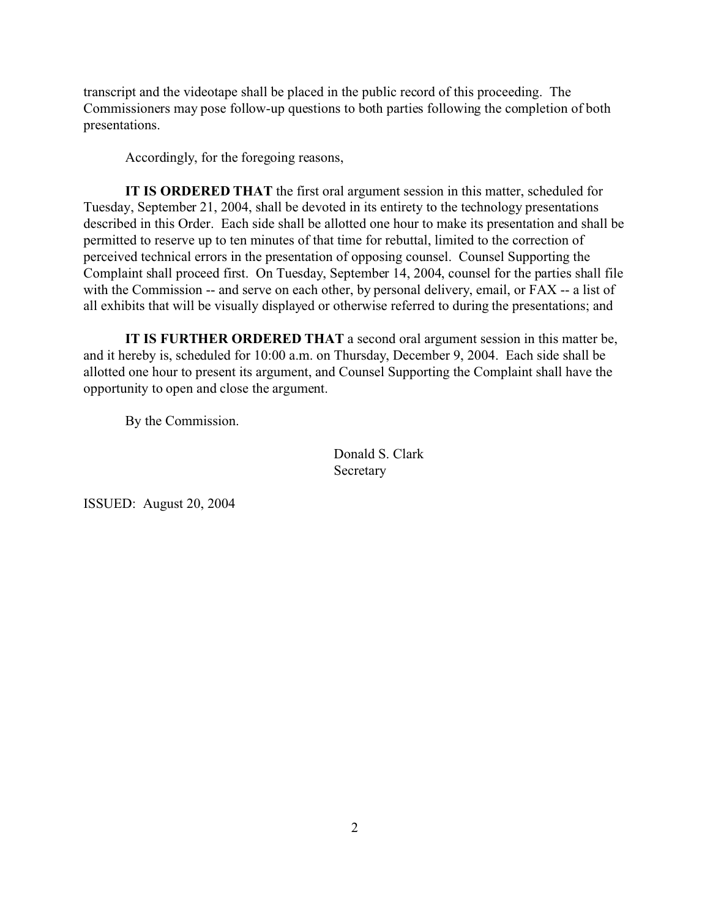transcript and the videotape shall be placed in the public record of this proceeding. The Commissioners may pose follow-up questions to both parties following the completion of both presentations.

Accordingly, for the foregoing reasons,

**IT IS ORDERED THAT** the first oral argument session in this matter, scheduled for Tuesday, September 21, 2004, shall be devoted in its entirety to the technology presentations described in this Order. Each side shall be allotted one hour to make its presentation and shall be permitted to reserve up to ten minutes of that time for rebuttal, limited to the correction of perceived technical errors in the presentation of opposing counsel. Counsel Supporting the Complaint shall proceed first. On Tuesday, September 14, 2004, counsel for the parties shall file with the Commission -- and serve on each other, by personal delivery, email, or FAX -- a list of all exhibits that will be visually displayed or otherwise referred to during the presentations; and

**IT IS FURTHER ORDERED THAT** a second oral argument session in this matter be, and it hereby is, scheduled for 10:00 a.m. on Thursday, December 9, 2004. Each side shall be allotted one hour to present its argument, and Counsel Supporting the Complaint shall have the opportunity to open and close the argument.

By the Commission.

Donald S. Clark
Secretary

ISSUED: August 20, 2004